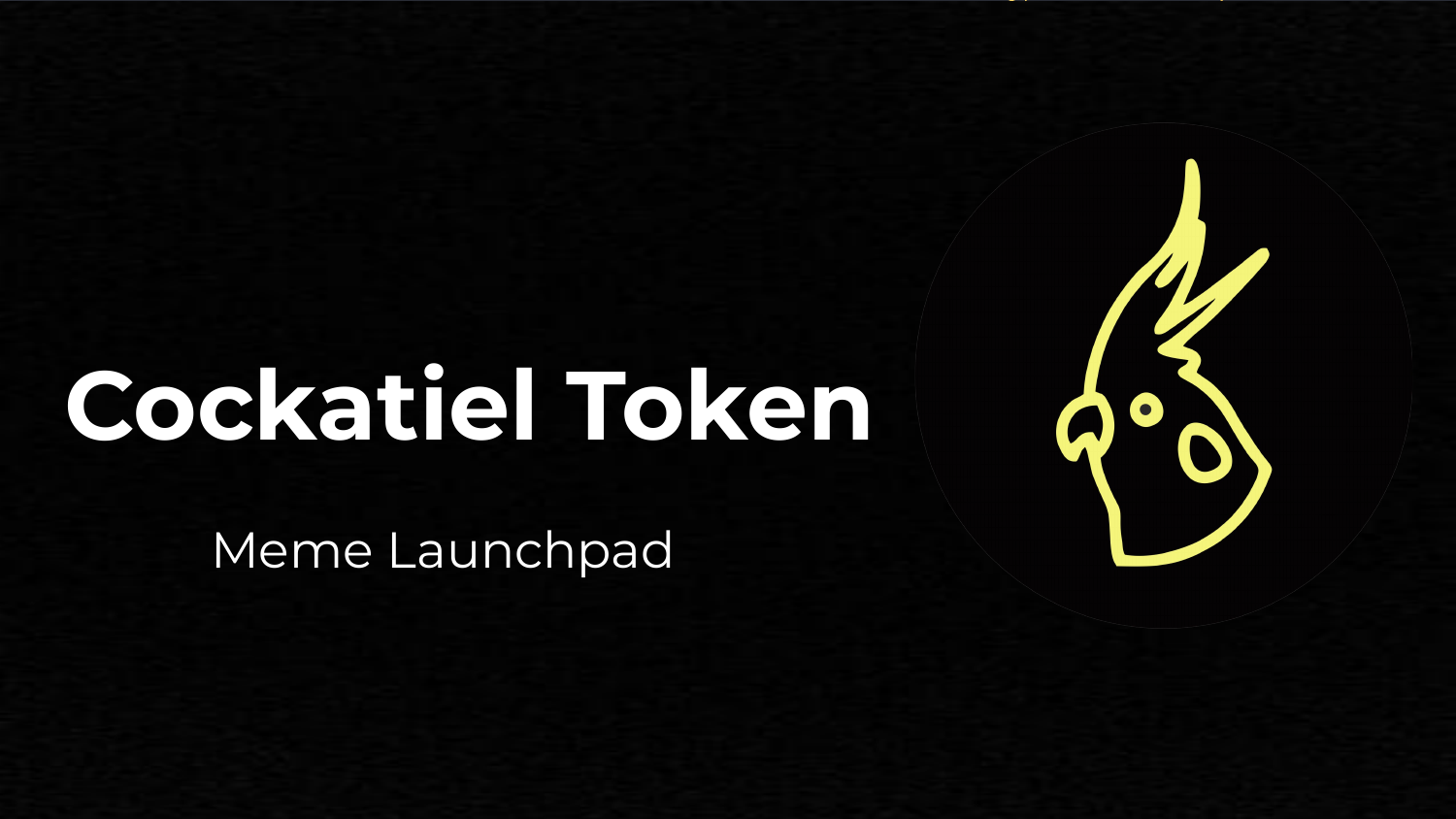# Cockatiel Token

Meme Launchpad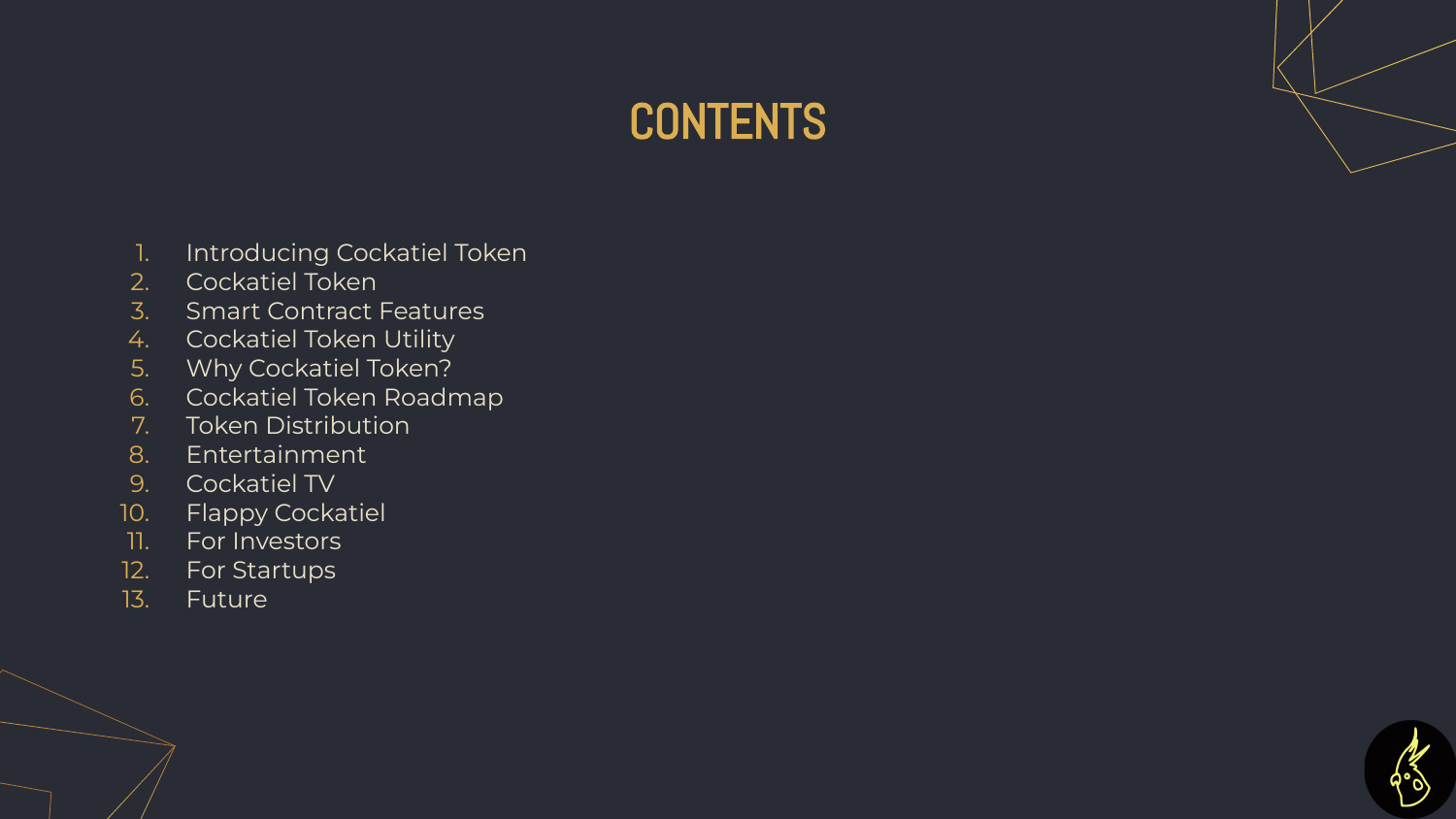# CONTENTS

1. Introducing Cockatiel Token
2. Cockatiel Token
3. Smart Contract Features
4. Cockatiel Token Utility
5. Why Cockatiel Token?
6. Cockatiel Token Roadmap
7. Token Distribution
8. Entertainment
9. Cockatiel TV
10. Flappy Cockatiel
11. For Investors
12. For Startups
13. Future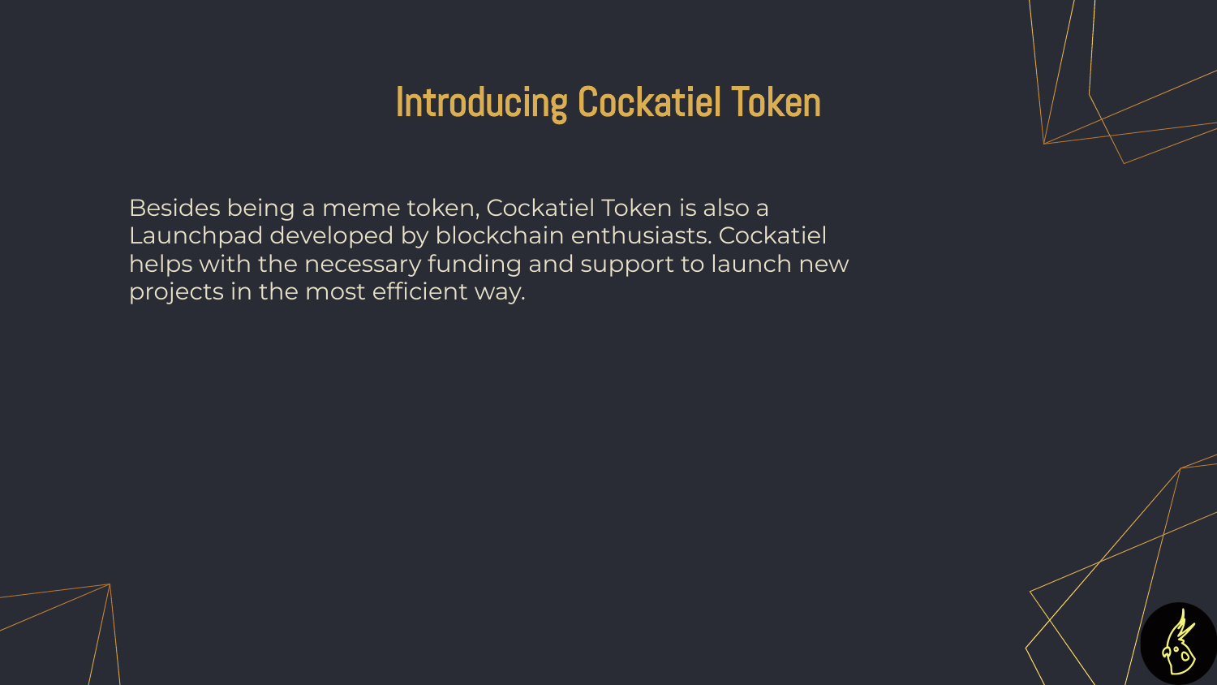# Introducing Cockatiel Token

Besides being a meme token, Cockatiel Token is also a Launchpad developed by blockchain enthusiasts. Cockatiel helps with the necessary funding and support to launch new projects in the most efficient way.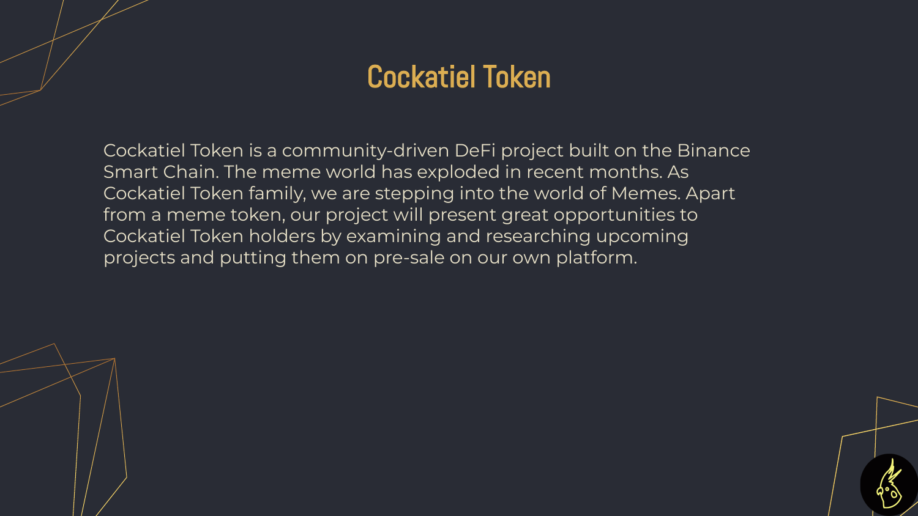# Cockatiel Token

Cockatiel Token is a community-driven DeFi project built on the Binance Smart Chain. The meme world has exploded in recent months. As Cockatiel Token family, we are stepping into the world of Memes. Apart from a meme token, our project will present great opportunities to Cockatiel Token holders by examining and researching upcoming projects and putting them on pre-sale on our own platform.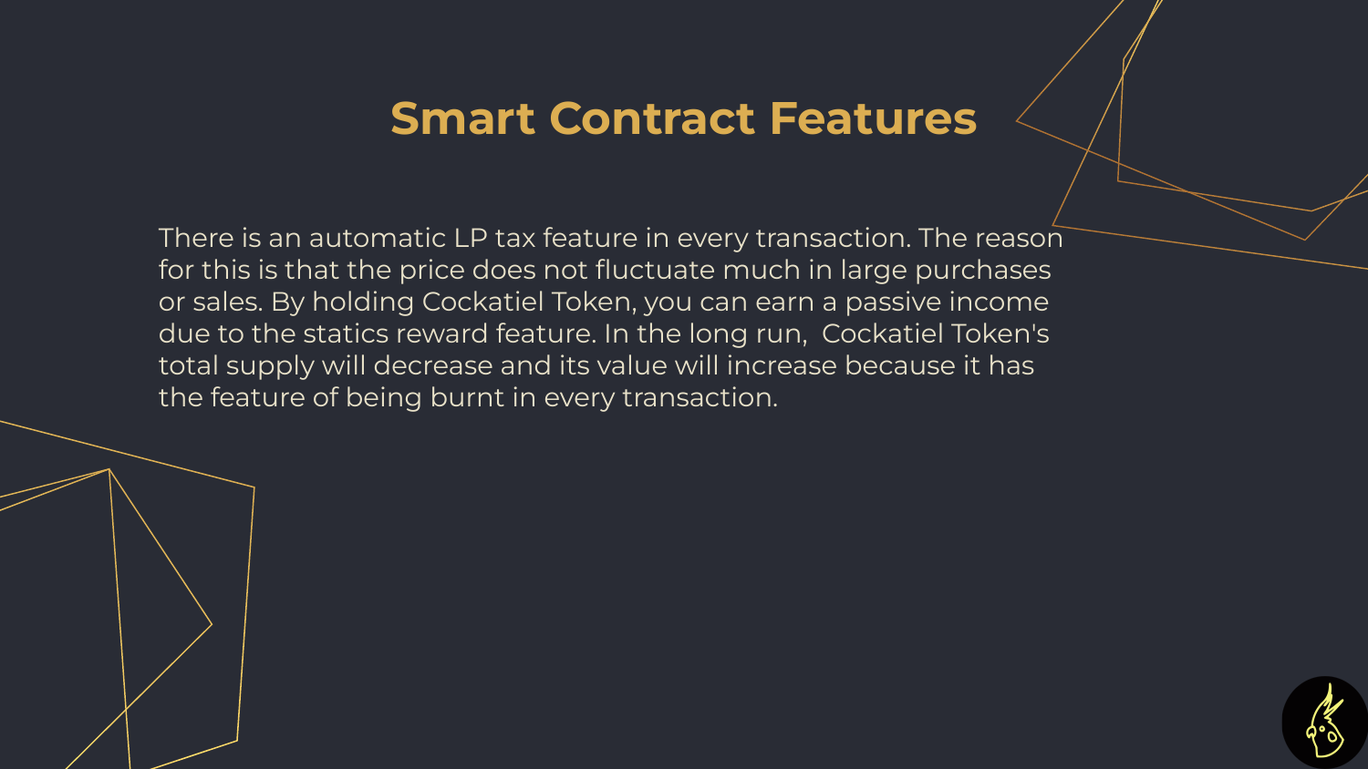# Smart Contract Features

There is an automatic LP tax feature in every transaction. The reason for this is that the price does not fluctuate much in large purchases or sales. By holding Cockatiel Token, you can earn a passive income due to the statics reward feature. In the long run,  Cockatiel Token's total supply will decrease and its value will increase because it has the feature of being burnt in every transaction.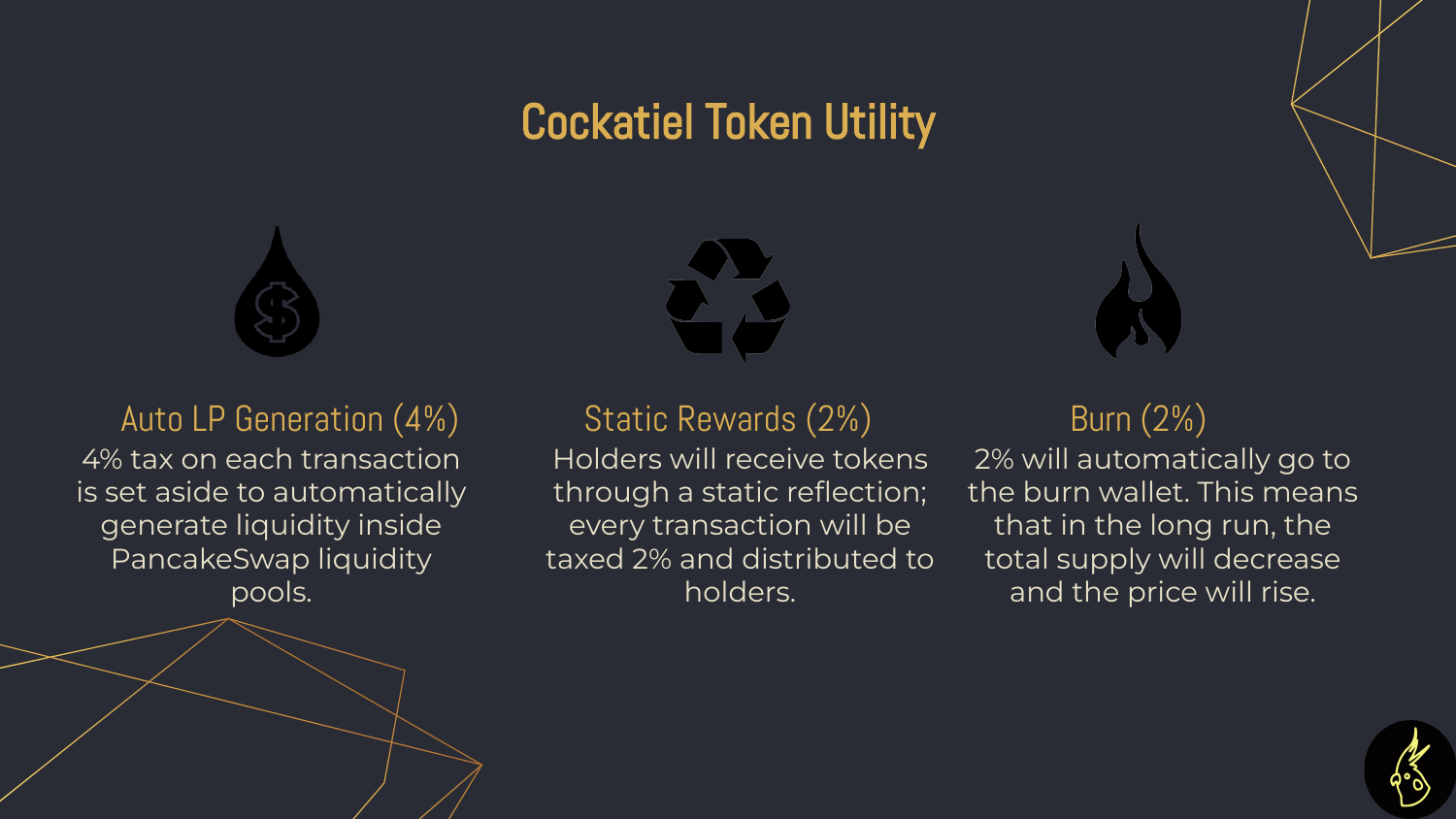# Cockatiel Token Utility

### Auto LP Generation (4%)

4% tax on each transaction is set aside to automatically generate liquidity inside PancakeSwap liquidity pools.

### Static Rewards (2%)

Holders will receive tokens through a static reflection; every transaction will be taxed 2% and distributed to holders.

### Burn (2%)

2% will automatically go to the burn wallet. This means that in the long run, the total supply will decrease and the price will rise.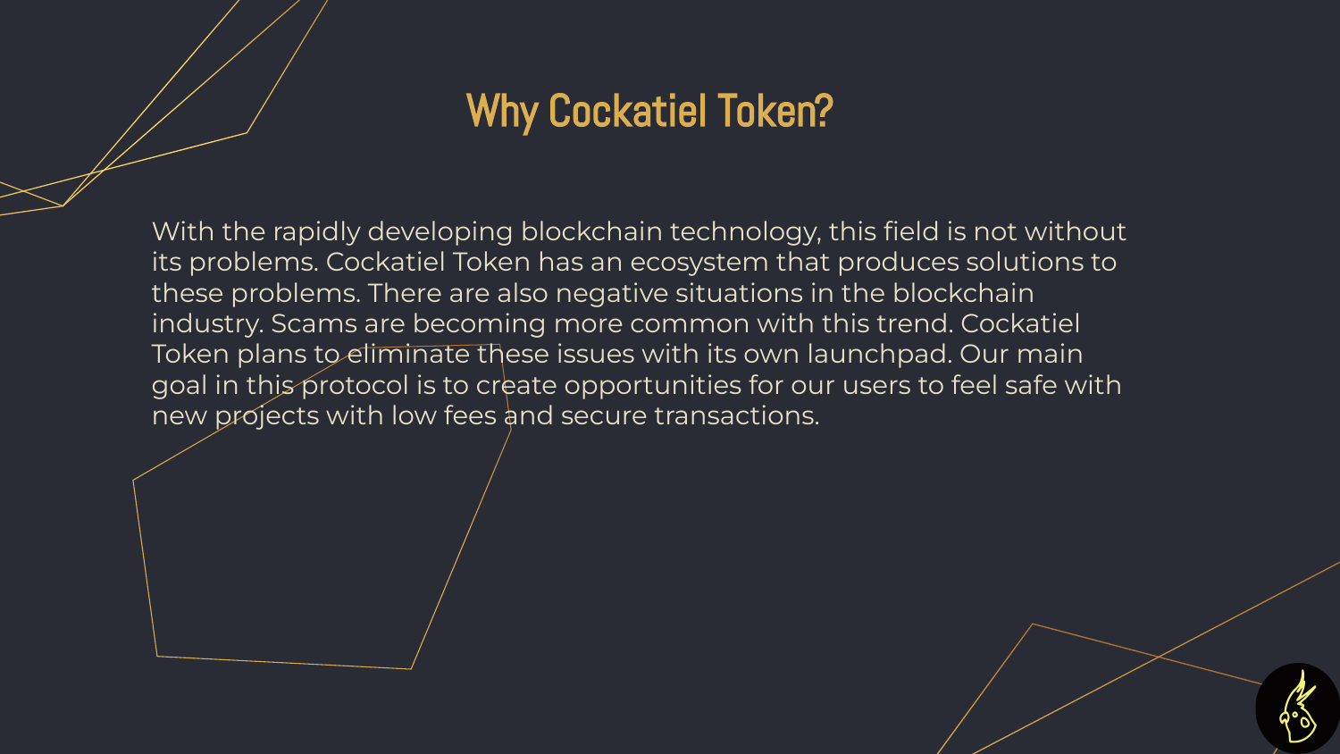# Why Cockatiel Token?

With the rapidly developing blockchain technology, this field is not without its problems. Cockatiel Token has an ecosystem that produces solutions to these problems. There are also negative situations in the blockchain industry. Scams are becoming more common with this trend. Cockatiel Token plans to eliminate these issues with its own launchpad. Our main goal in this protocol is to create opportunities for our users to feel safe with new projects with low fees and secure transactions.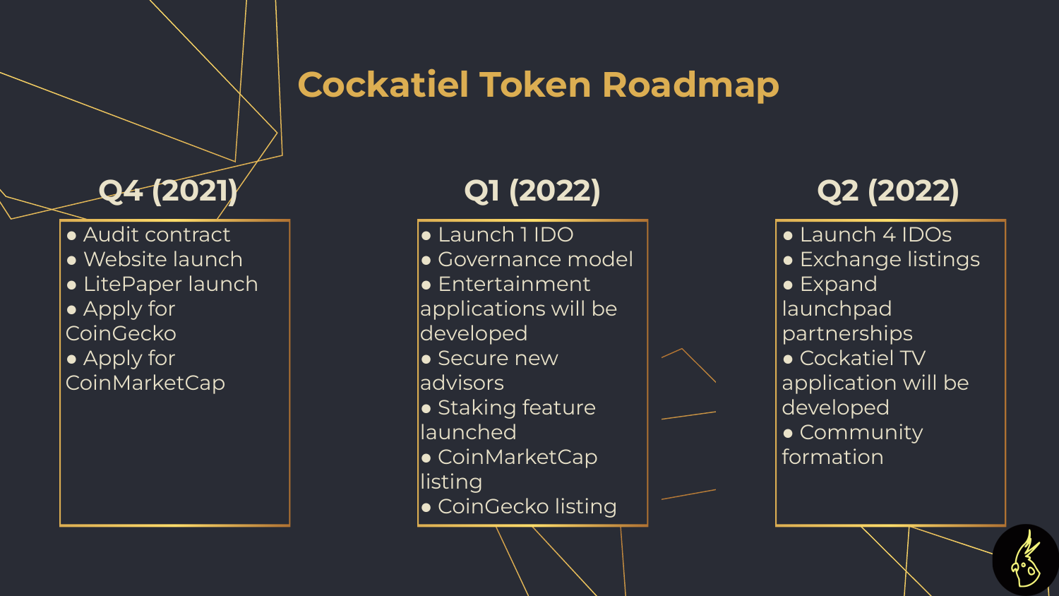# Cockatiel Token Roadmap

## Q4 (2021)

- Audit contract
- Website launch
- LitePaper launch
- Apply for CoinGecko
- Apply for CoinMarketCap

## Q1 (2022)

- Launch 1 IDO
- Governance model
- Entertainment applications will be developed
- Secure new advisors
- Staking feature launched
- CoinMarketCap listing
- CoinGecko listing

## Q2 (2022)

- Launch 4 IDOs
- Exchange listings
- Expand launchpad partnerships
- Cockatiel TV application will be developed
- Community formation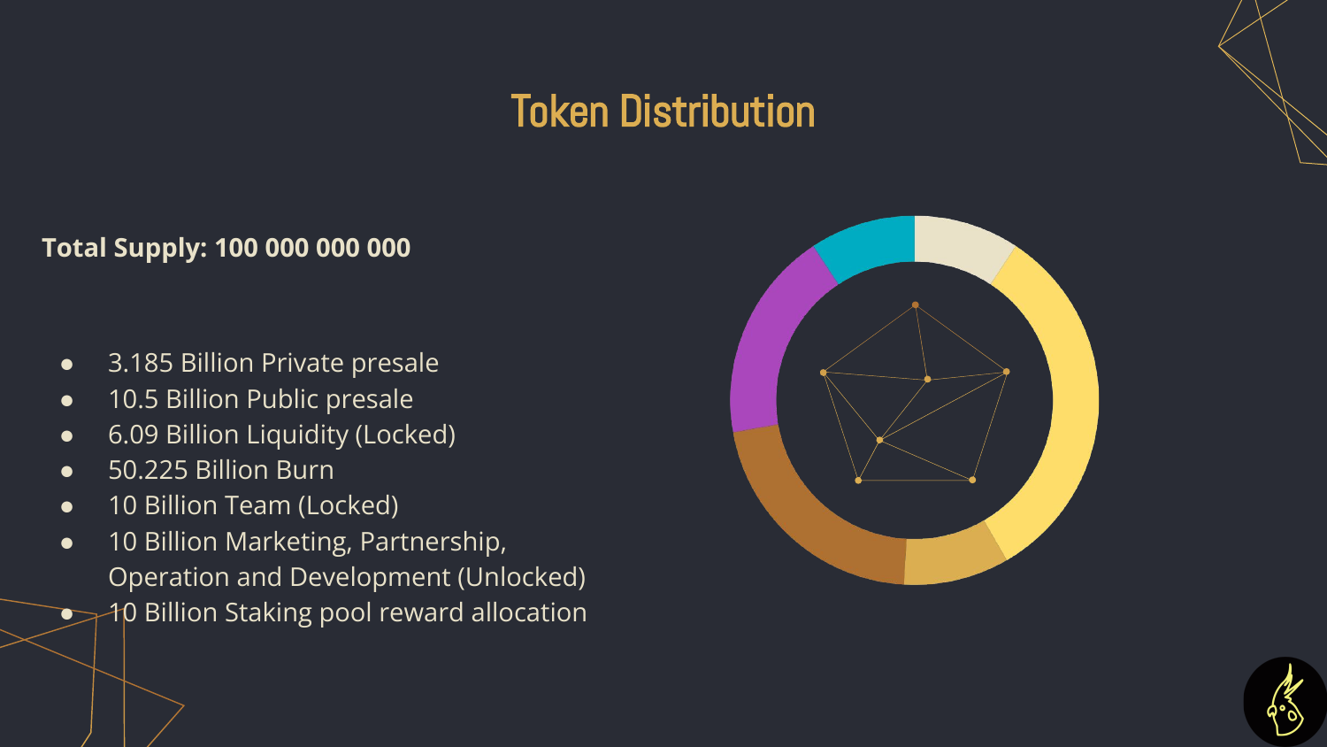# Token Distribution

**Total Supply: 100 000 000 000**

- 3.185 Billion Private presale
- 10.5 Billion Public presale
- 6.09 Billion Liquidity (Locked)
- 50.225 Billion Burn
- 10 Billion Team (Locked)
- 10 Billion Marketing, Partnership, Operation and Development (Unlocked)
- 10 Billion Staking pool reward allocation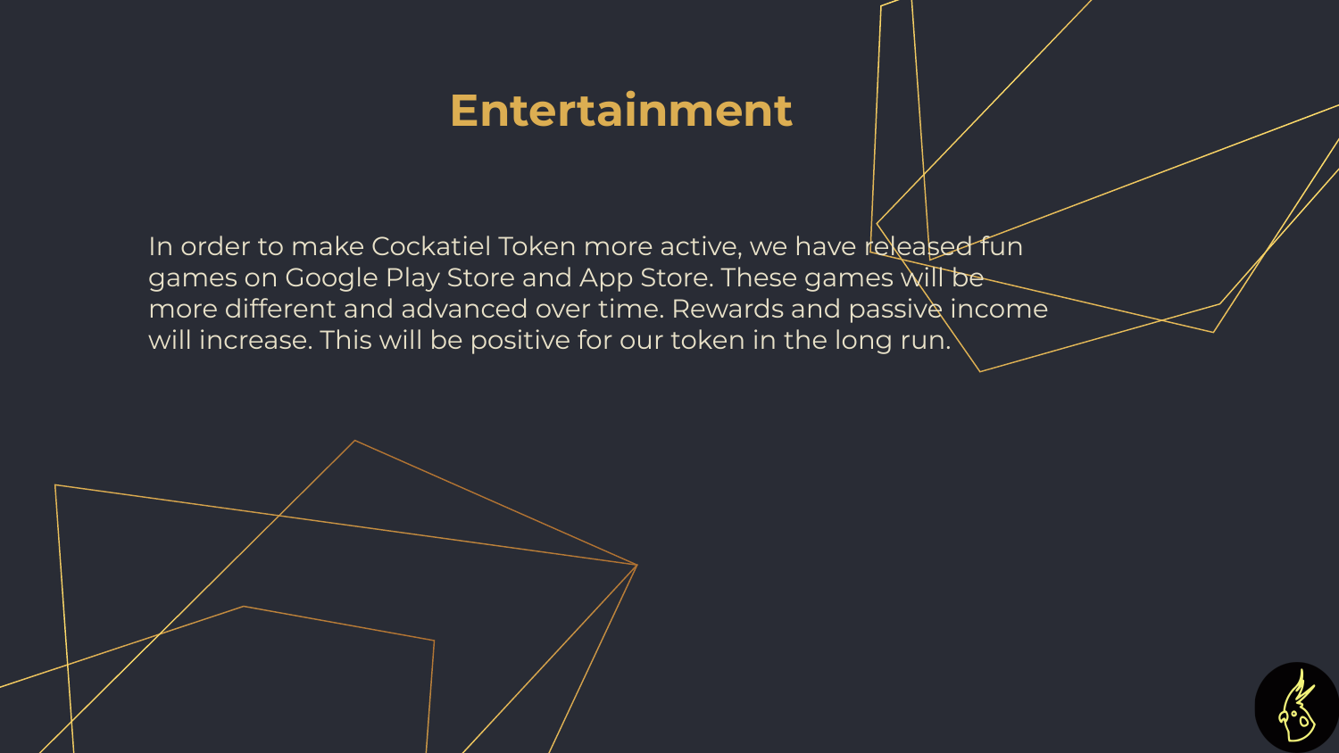# Entertainment

In order to make Cockatiel Token more active, we have released fun games on Google Play Store and App Store. These games will be more different and advanced over time. Rewards and passive income will increase. This will be positive for our token in the long run.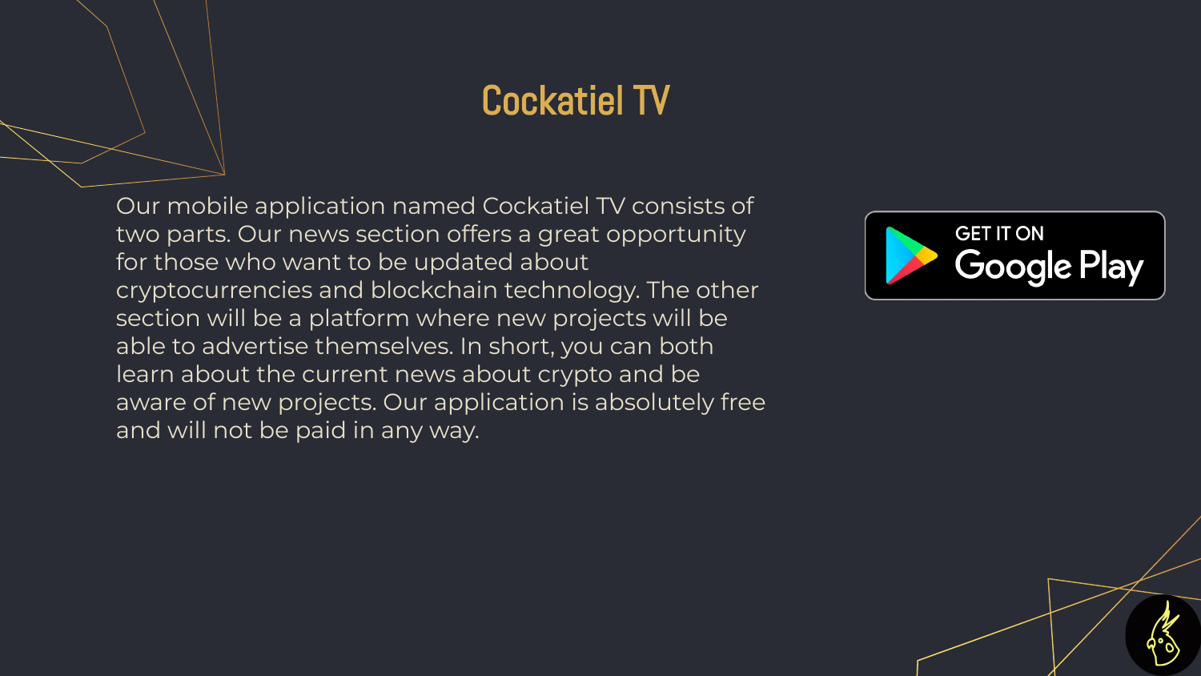# Cockatiel TV

Our mobile application named Cockatiel TV consists of two parts. Our news section offers a great opportunity for those who want to be updated about cryptocurrencies and blockchain technology. The other section will be a platform where new projects will be able to advertise themselves. In short, you can both learn about the current news about crypto and be aware of new projects. Our application is absolutely free and will not be paid in any way.

GET IT ON
Google Play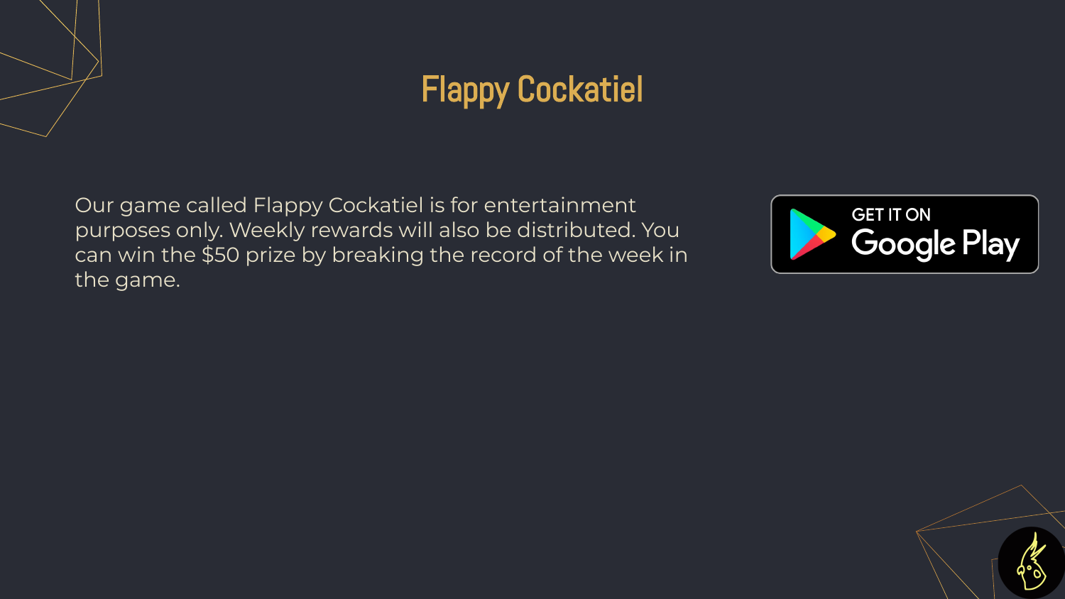# Flappy Cockatiel

Our game called Flappy Cockatiel is for entertainment purposes only. Weekly rewards will also be distributed. You can win the $50 prize by breaking the record of the week in the game.

GET IT ON Google Play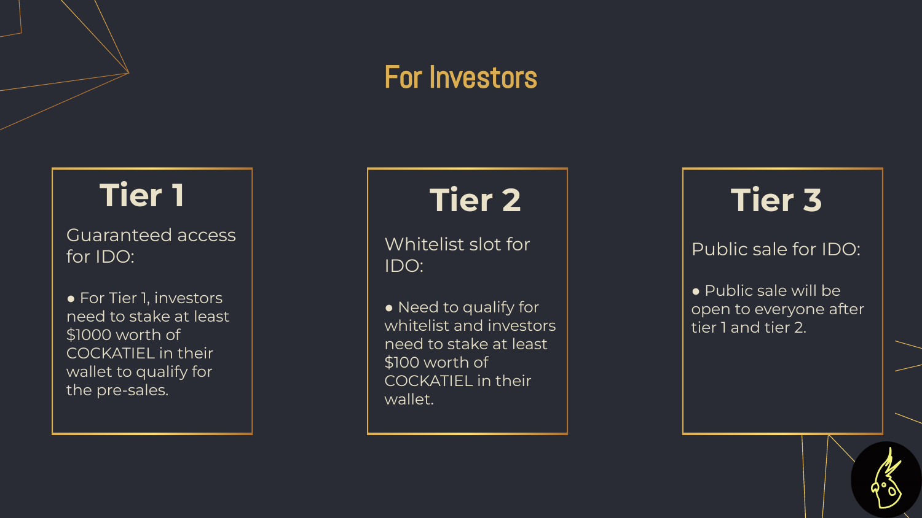# For Investors

## Tier 1

Guaranteed access for IDO:

- For Tier 1, investors need to stake at least $1000 worth of COCKATIEL in their wallet to qualify for the pre-sales.

## Tier 2

Whitelist slot for IDO:

- Need to qualify for whitelist and investors need to stake at least $100 worth of COCKATIEL in their wallet.

## Tier 3

Public sale for IDO:

- Public sale will be open to everyone after tier 1 and tier 2.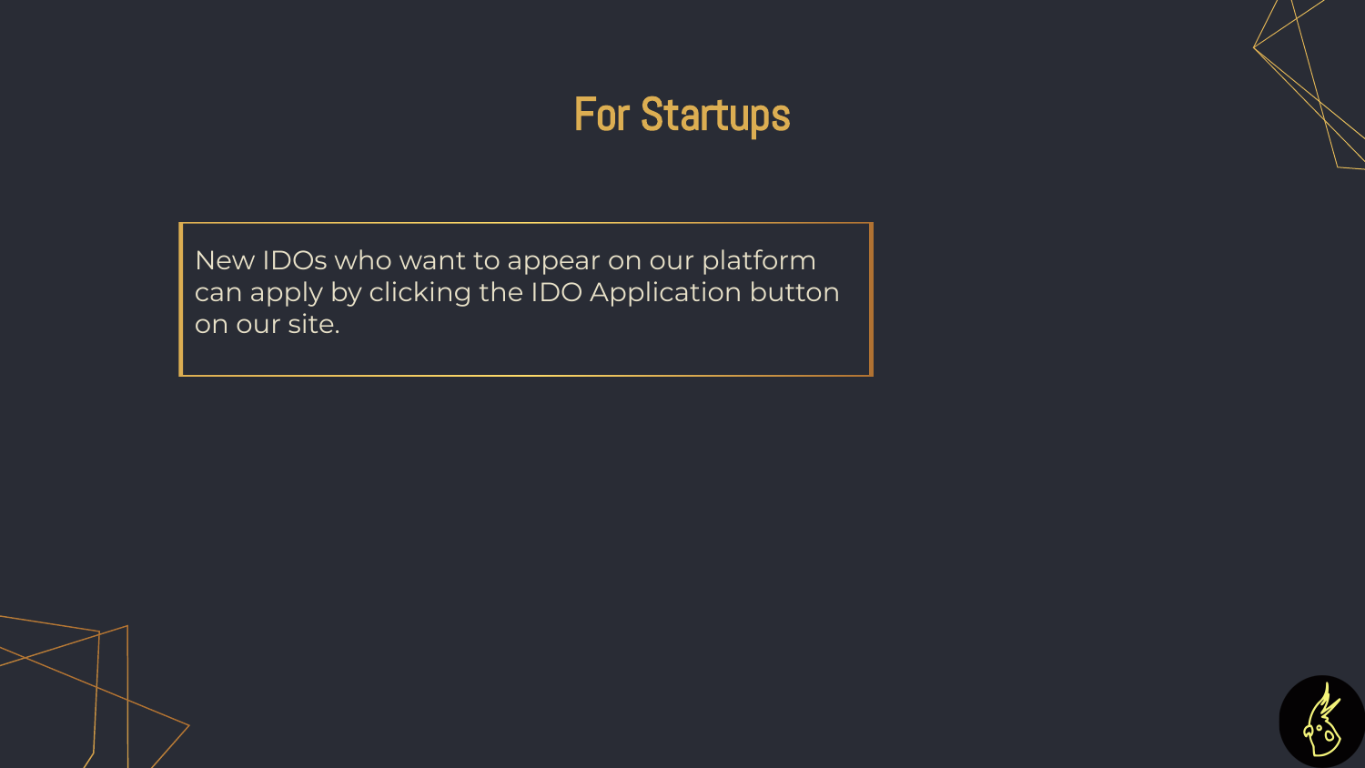# For Startups

New IDOs who want to appear on our platform can apply by clicking the IDO Application button on our site.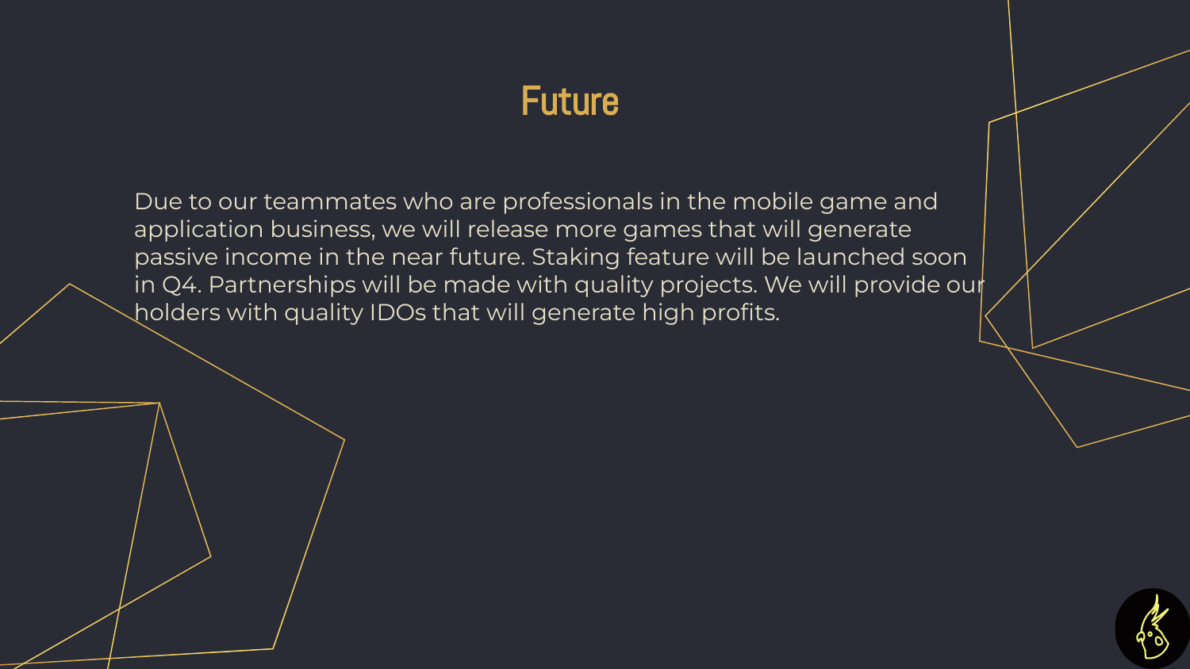# Future

Due to our teammates who are professionals in the mobile game and application business, we will release more games that will generate passive income in the near future. Staking feature will be launched soon in Q4. Partnerships will be made with quality projects. We will provide our holders with quality IDOs that will generate high profits.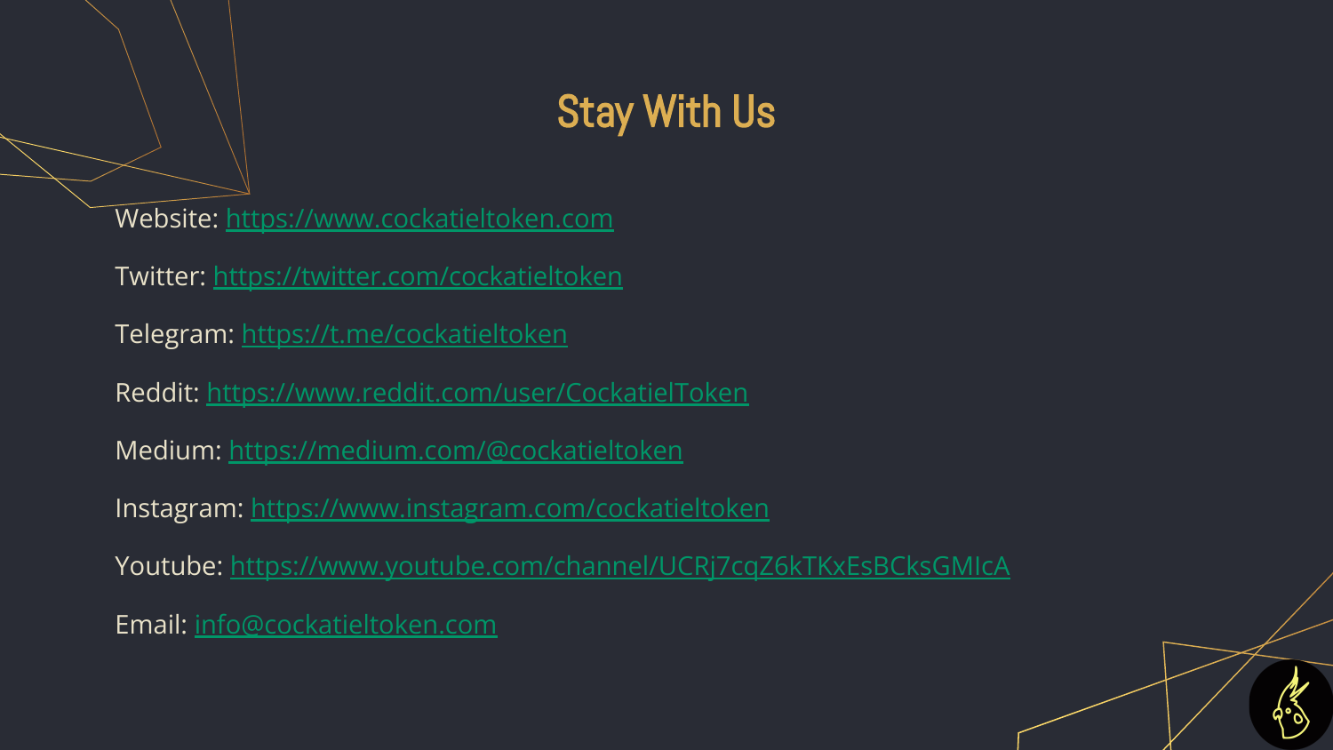# Stay With Us

Website: https://www.cockatieltoken.com

Twitter: https://twitter.com/cockatieltoken

Telegram: https://t.me/cockatieltoken

Reddit: https://www.reddit.com/user/CockatielToken

Medium: https://medium.com/@cockatieltoken

Instagram: https://www.instagram.com/cockatieltoken

Youtube: https://www.youtube.com/channel/UCRj7cqZ6kTKxEsBCksGMIcA

Email: info@cockatieltoken.com